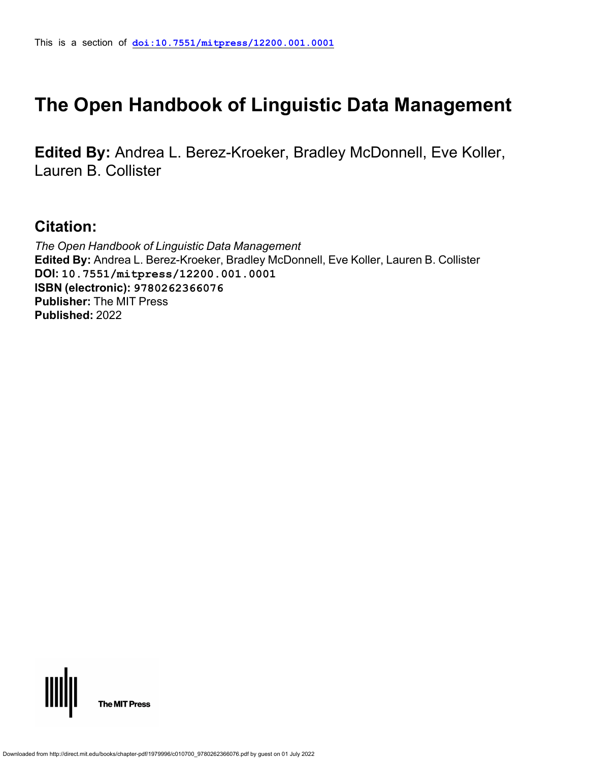This is a section of **doi:10.7551/mitpress/12200.001.0001**

# The Open Handbook of Linguistic Data Management

**Edited By:** Andrea L. Berez-Kroeker, Bradley McDonnell, Eve Koller, Lauren B. Collister

## Citation:

*The Open Handbook of Linguistic Data Management*
**Edited By:** Andrea L. Berez-Kroeker, Bradley McDonnell, Eve Koller, Lauren B. Collister
**DOI:** 10.7551/mitpress/12200.001.0001
**ISBN (electronic):** 9780262366076
**Publisher:** The MIT Press
**Published:** 2022

The MIT Press

Downloaded from http://direct.mit.edu/books/chapter-pdf/1979996/c010700_9780262366076.pdf by guest on 01 July 2022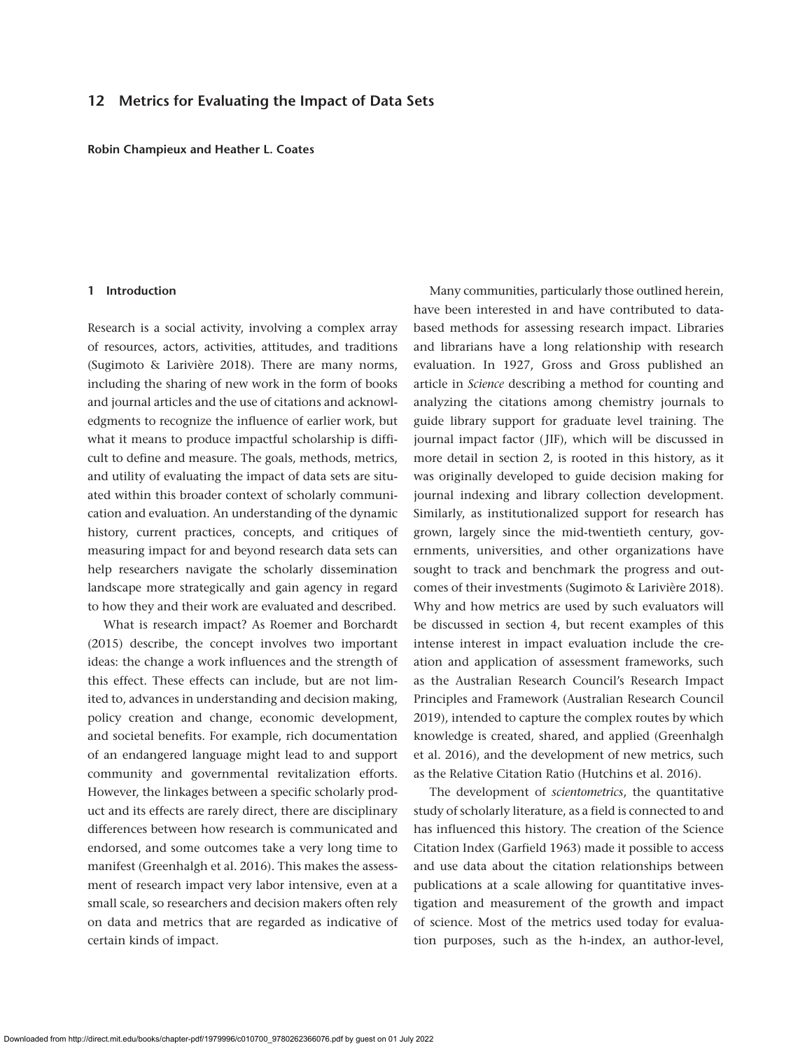# 12 Metrics for Evaluating the Impact of Data Sets

**Robin Champieux and Heather L. Coates**

## 1 Introduction

Research is a social activity, involving a complex array of resources, actors, activities, attitudes, and traditions (Sugimoto & Larivière 2018). There are many norms, including the sharing of new work in the form of books and journal articles and the use of citations and acknowledgments to recognize the influence of earlier work, but what it means to produce impactful scholarship is difficult to define and measure. The goals, methods, metrics, and utility of evaluating the impact of data sets are situated within this broader context of scholarly communication and evaluation. An understanding of the dynamic history, current practices, concepts, and critiques of measuring impact for and beyond research data sets can help researchers navigate the scholarly dissemination landscape more strategically and gain agency in regard to how they and their work are evaluated and described.

What is research impact? As Roemer and Borchardt (2015) describe, the concept involves two important ideas: the change a work influences and the strength of this effect. These effects can include, but are not limited to, advances in understanding and decision making, policy creation and change, economic development, and societal benefits. For example, rich documentation of an endangered language might lead to and support community and governmental revitalization efforts. However, the linkages between a specific scholarly product and its effects are rarely direct, there are disciplinary differences between how research is communicated and endorsed, and some outcomes take a very long time to manifest (Greenhalgh et al. 2016). This makes the assessment of research impact very labor intensive, even at a small scale, so researchers and decision makers often rely on data and metrics that are regarded as indicative of certain kinds of impact.

Many communities, particularly those outlined herein, have been interested in and have contributed to data-based methods for assessing research impact. Libraries and librarians have a long relationship with research evaluation. In 1927, Gross and Gross published an article in *Science* describing a method for counting and analyzing the citations among chemistry journals to guide library support for graduate level training. The journal impact factor (JIF), which will be discussed in more detail in section 2, is rooted in this history, as it was originally developed to guide decision making for journal indexing and library collection development. Similarly, as institutionalized support for research has grown, largely since the mid-twentieth century, governments, universities, and other organizations have sought to track and benchmark the progress and outcomes of their investments (Sugimoto & Larivière 2018). Why and how metrics are used by such evaluators will be discussed in section 4, but recent examples of this intense interest in impact evaluation include the creation and application of assessment frameworks, such as the Australian Research Council's Research Impact Principles and Framework (Australian Research Council 2019), intended to capture the complex routes by which knowledge is created, shared, and applied (Greenhalgh et al. 2016), and the development of new metrics, such as the Relative Citation Ratio (Hutchins et al. 2016).

The development of *scientometrics*, the quantitative study of scholarly literature, as a field is connected to and has influenced this history. The creation of the Science Citation Index (Garfield 1963) made it possible to access and use data about the citation relationships between publications at a scale allowing for quantitative investigation and measurement of the growth and impact of science. Most of the metrics used today for evaluation purposes, such as the h-index, an author-level,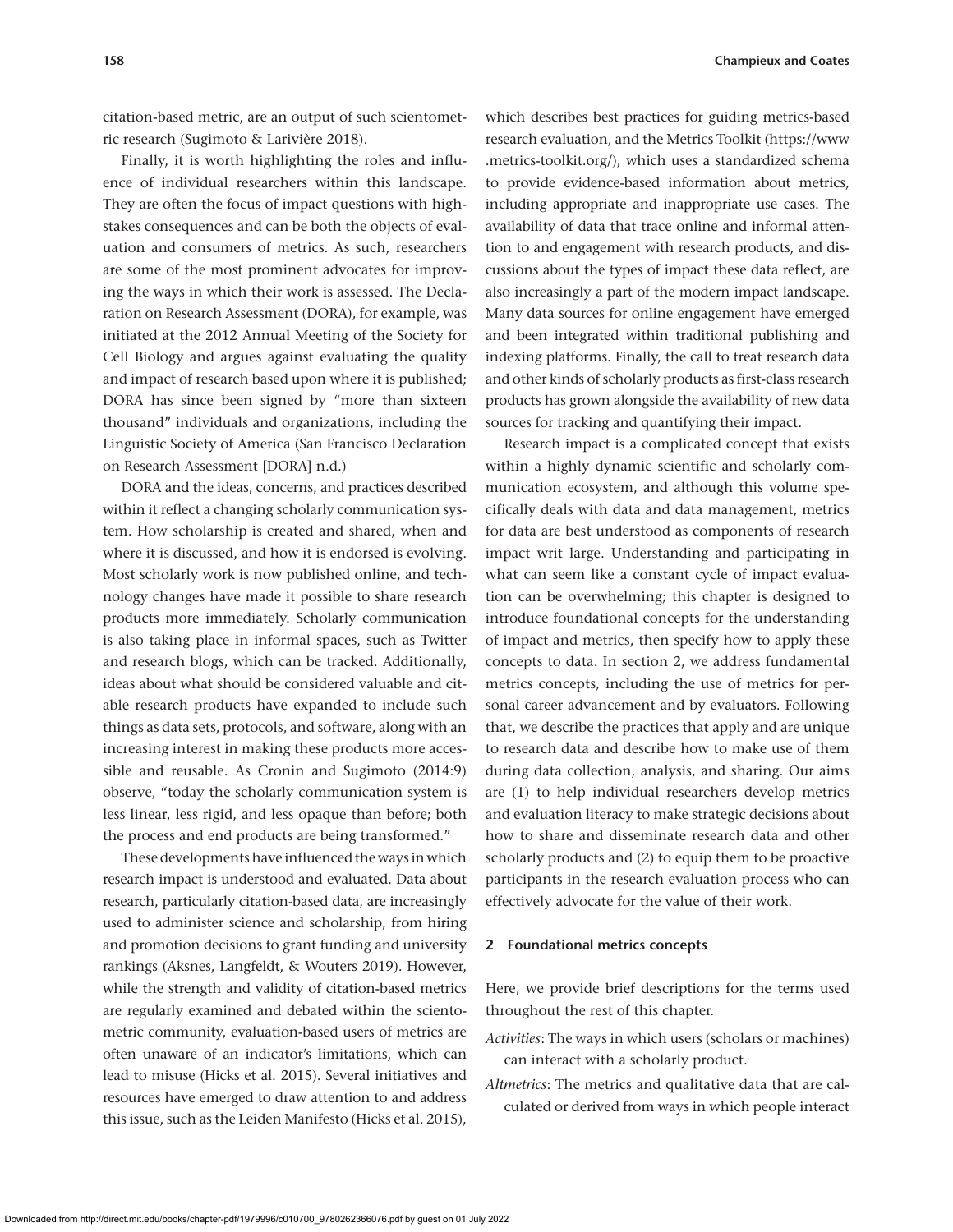citation-based metric, are an output of such scientometric research (Sugimoto & Larivière 2018).

Finally, it is worth highlighting the roles and influence of individual researchers within this landscape. They are often the focus of impact questions with high-stakes consequences and can be both the objects of evaluation and consumers of metrics. As such, researchers are some of the most prominent advocates for improving the ways in which their work is assessed. The Declaration on Research Assessment (DORA), for example, was initiated at the 2012 Annual Meeting of the Society for Cell Biology and argues against evaluating the quality and impact of research based upon where it is published; DORA has since been signed by "more than sixteen thousand" individuals and organizations, including the Linguistic Society of America (San Francisco Declaration on Research Assessment [DORA] n.d.)

DORA and the ideas, concerns, and practices described within it reflect a changing scholarly communication system. How scholarship is created and shared, when and where it is discussed, and how it is endorsed is evolving. Most scholarly work is now published online, and technology changes have made it possible to share research products more immediately. Scholarly communication is also taking place in informal spaces, such as Twitter and research blogs, which can be tracked. Additionally, ideas about what should be considered valuable and citable research products have expanded to include such things as data sets, protocols, and software, along with an increasing interest in making these products more accessible and reusable. As Cronin and Sugimoto (2014:9) observe, "today the scholarly communication system is less linear, less rigid, and less opaque than before; both the process and end products are being transformed."

These developments have influenced the ways in which research impact is understood and evaluated. Data about research, particularly citation-based data, are increasingly used to administer science and scholarship, from hiring and promotion decisions to grant funding and university rankings (Aksnes, Langfeldt, & Wouters 2019). However, while the strength and validity of citation-based metrics are regularly examined and debated within the scientometric community, evaluation-based users of metrics are often unaware of an indicator's limitations, which can lead to misuse (Hicks et al. 2015). Several initiatives and resources have emerged to draw attention to and address this issue, such as the Leiden Manifesto (Hicks et al. 2015), which describes best practices for guiding metrics-based research evaluation, and the Metrics Toolkit (https://www.metrics-toolkit.org/), which uses a standardized schema to provide evidence-based information about metrics, including appropriate and inappropriate use cases. The availability of data that trace online and informal attention to and engagement with research products, and discussions about the types of impact these data reflect, are also increasingly a part of the modern impact landscape. Many data sources for online engagement have emerged and been integrated within traditional publishing and indexing platforms. Finally, the call to treat research data and other kinds of scholarly products as first-class research products has grown alongside the availability of new data sources for tracking and quantifying their impact.

Research impact is a complicated concept that exists within a highly dynamic scientific and scholarly communication ecosystem, and although this volume specifically deals with data and data management, metrics for data are best understood as components of research impact writ large. Understanding and participating in what can seem like a constant cycle of impact evaluation can be overwhelming; this chapter is designed to introduce foundational concepts for the understanding of impact and metrics, then specify how to apply these concepts to data. In section 2, we address fundamental metrics concepts, including the use of metrics for personal career advancement and by evaluators. Following that, we describe the practices that apply and are unique to research data and describe how to make use of them during data collection, analysis, and sharing. Our aims are (1) to help individual researchers develop metrics and evaluation literacy to make strategic decisions about how to share and disseminate research data and other scholarly products and (2) to equip them to be proactive participants in the research evaluation process who can effectively advocate for the value of their work.

## 2 Foundational metrics concepts

Here, we provide brief descriptions for the terms used throughout the rest of this chapter.

*Activities*: The ways in which users (scholars or machines) can interact with a scholarly product.

*Altmetrics*: The metrics and qualitative data that are calculated or derived from ways in which people interact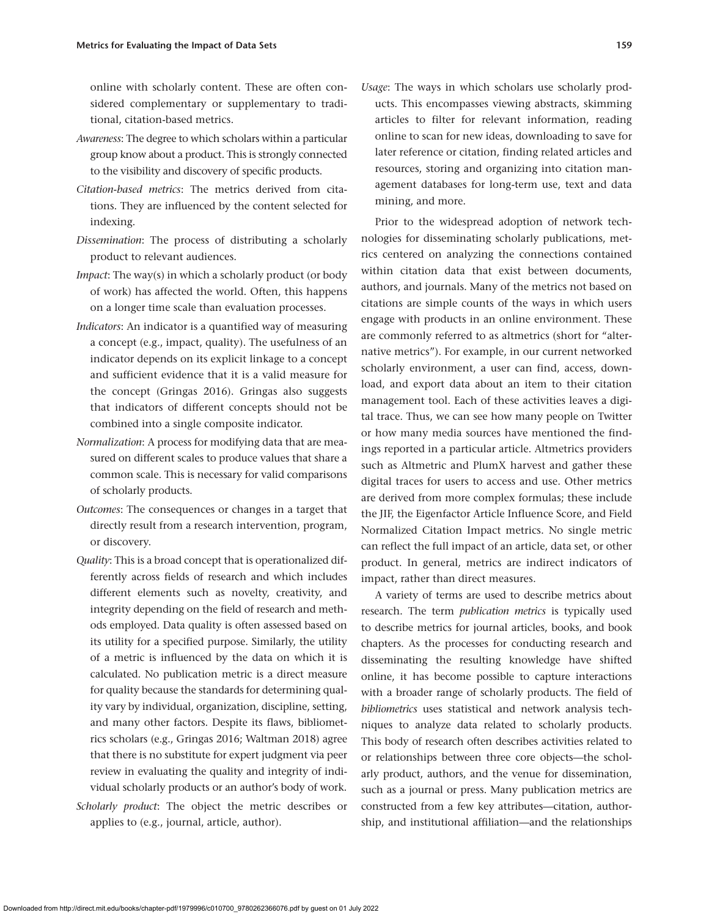online with scholarly content. These are often considered complementary or supplementary to traditional, citation-based metrics.

*Awareness*: The degree to which scholars within a particular group know about a product. This is strongly connected to the visibility and discovery of specific products.

*Citation-based metrics*: The metrics derived from citations. They are influenced by the content selected for indexing.

*Dissemination*: The process of distributing a scholarly product to relevant audiences.

*Impact*: The way(s) in which a scholarly product (or body of work) has affected the world. Often, this happens on a longer time scale than evaluation processes.

*Indicators*: An indicator is a quantified way of measuring a concept (e.g., impact, quality). The usefulness of an indicator depends on its explicit linkage to a concept and sufficient evidence that it is a valid measure for the concept (Gringas 2016). Gringas also suggests that indicators of different concepts should not be combined into a single composite indicator.

*Normalization*: A process for modifying data that are measured on different scales to produce values that share a common scale. This is necessary for valid comparisons of scholarly products.

*Outcomes*: The consequences or changes in a target that directly result from a research intervention, program, or discovery.

*Quality*: This is a broad concept that is operationalized differently across fields of research and which includes different elements such as novelty, creativity, and integrity depending on the field of research and methods employed. Data quality is often assessed based on its utility for a specified purpose. Similarly, the utility of a metric is influenced by the data on which it is calculated. No publication metric is a direct measure for quality because the standards for determining quality vary by individual, organization, discipline, setting, and many other factors. Despite its flaws, bibliometrics scholars (e.g., Gringas 2016; Waltman 2018) agree that there is no substitute for expert judgment via peer review in evaluating the quality and integrity of individual scholarly products or an author's body of work.

*Scholarly product*: The object the metric describes or applies to (e.g., journal, article, author).

*Usage*: The ways in which scholars use scholarly products. This encompasses viewing abstracts, skimming articles to filter for relevant information, reading online to scan for new ideas, downloading to save for later reference or citation, finding related articles and resources, storing and organizing into citation management databases for long-term use, text and data mining, and more.

Prior to the widespread adoption of network technologies for disseminating scholarly publications, metrics centered on analyzing the connections contained within citation data that exist between documents, authors, and journals. Many of the metrics not based on citations are simple counts of the ways in which users engage with products in an online environment. These are commonly referred to as altmetrics (short for "alternative metrics"). For example, in our current networked scholarly environment, a user can find, access, download, and export data about an item to their citation management tool. Each of these activities leaves a digital trace. Thus, we can see how many people on Twitter or how many media sources have mentioned the findings reported in a particular article. Altmetrics providers such as Altmetric and PlumX harvest and gather these digital traces for users to access and use. Other metrics are derived from more complex formulas; these include the JIF, the Eigenfactor Article Influence Score, and Field Normalized Citation Impact metrics. No single metric can reflect the full impact of an article, data set, or other product. In general, metrics are indirect indicators of impact, rather than direct measures.

A variety of terms are used to describe metrics about research. The term *publication metrics* is typically used to describe metrics for journal articles, books, and book chapters. As the processes for conducting research and disseminating the resulting knowledge have shifted online, it has become possible to capture interactions with a broader range of scholarly products. The field of *bibliometrics* uses statistical and network analysis techniques to analyze data related to scholarly products. This body of research often describes activities related to or relationships between three core objects—the scholarly product, authors, and the venue for dissemination, such as a journal or press. Many publication metrics are constructed from a few key attributes—citation, authorship, and institutional affiliation—and the relationships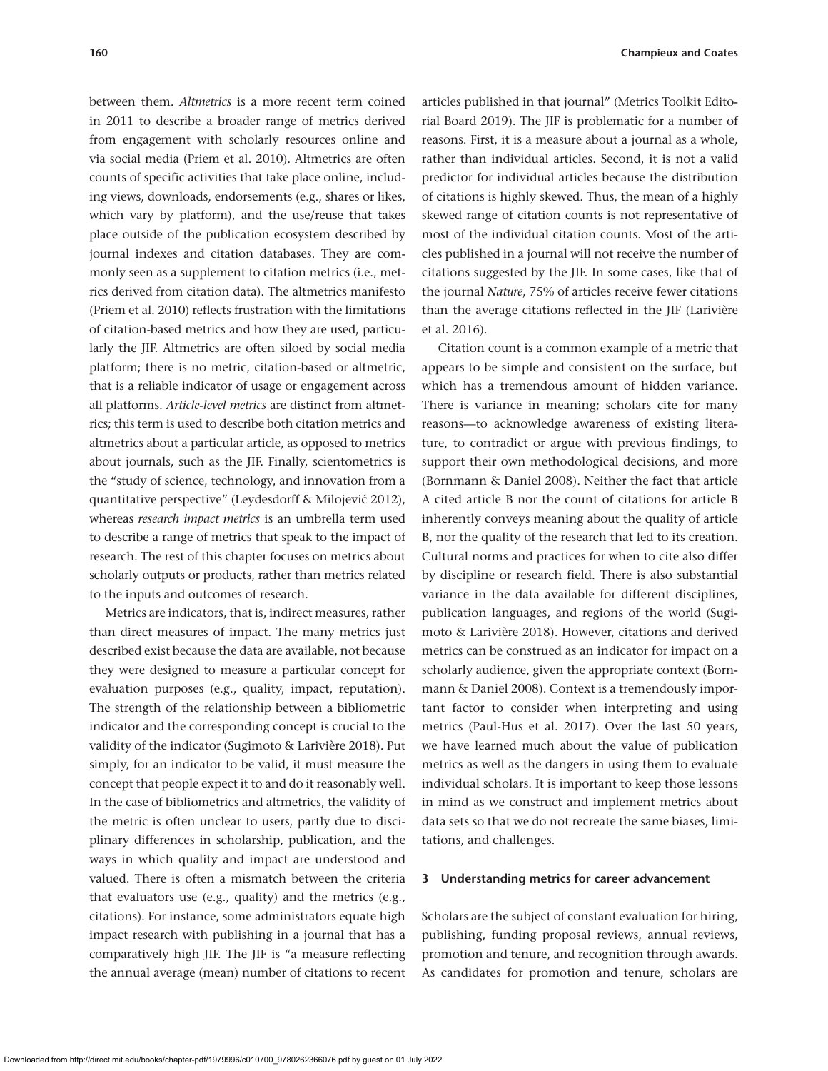between them. *Altmetrics* is a more recent term coined in 2011 to describe a broader range of metrics derived from engagement with scholarly resources online and via social media (Priem et al. 2010). Altmetrics are often counts of specific activities that take place online, including views, downloads, endorsements (e.g., shares or likes, which vary by platform), and the use/reuse that takes place outside of the publication ecosystem described by journal indexes and citation databases. They are commonly seen as a supplement to citation metrics (i.e., metrics derived from citation data). The altmetrics manifesto (Priem et al. 2010) reflects frustration with the limitations of citation-based metrics and how they are used, particularly the JIF. Altmetrics are often siloed by social media platform; there is no metric, citation-based or altmetric, that is a reliable indicator of usage or engagement across all platforms. *Article-level metrics* are distinct from altmetrics; this term is used to describe both citation metrics and altmetrics about a particular article, as opposed to metrics about journals, such as the JIF. Finally, scientometrics is the "study of science, technology, and innovation from a quantitative perspective" (Leydesdorff & Milojević 2012), whereas *research impact metrics* is an umbrella term used to describe a range of metrics that speak to the impact of research. The rest of this chapter focuses on metrics about scholarly outputs or products, rather than metrics related to the inputs and outcomes of research.

Metrics are indicators, that is, indirect measures, rather than direct measures of impact. The many metrics just described exist because the data are available, not because they were designed to measure a particular concept for evaluation purposes (e.g., quality, impact, reputation). The strength of the relationship between a bibliometric indicator and the corresponding concept is crucial to the validity of the indicator (Sugimoto & Larivière 2018). Put simply, for an indicator to be valid, it must measure the concept that people expect it to and do it reasonably well. In the case of bibliometrics and altmetrics, the validity of the metric is often unclear to users, partly due to disciplinary differences in scholarship, publication, and the ways in which quality and impact are understood and valued. There is often a mismatch between the criteria that evaluators use (e.g., quality) and the metrics (e.g., citations). For instance, some administrators equate high impact research with publishing in a journal that has a comparatively high JIF. The JIF is "a measure reflecting the annual average (mean) number of citations to recent articles published in that journal" (Metrics Toolkit Editorial Board 2019). The JIF is problematic for a number of reasons. First, it is a measure about a journal as a whole, rather than individual articles. Second, it is not a valid predictor for individual articles because the distribution of citations is highly skewed. Thus, the mean of a highly skewed range of citation counts is not representative of most of the individual citation counts. Most of the articles published in a journal will not receive the number of citations suggested by the JIF. In some cases, like that of the journal *Nature*, 75% of articles receive fewer citations than the average citations reflected in the JIF (Larivière et al. 2016).

Citation count is a common example of a metric that appears to be simple and consistent on the surface, but which has a tremendous amount of hidden variance. There is variance in meaning; scholars cite for many reasons—to acknowledge awareness of existing literature, to contradict or argue with previous findings, to support their own methodological decisions, and more (Bornmann & Daniel 2008). Neither the fact that article A cited article B nor the count of citations for article B inherently conveys meaning about the quality of article B, nor the quality of the research that led to its creation. Cultural norms and practices for when to cite also differ by discipline or research field. There is also substantial variance in the data available for different disciplines, publication languages, and regions of the world (Sugimoto & Larivière 2018). However, citations and derived metrics can be construed as an indicator for impact on a scholarly audience, given the appropriate context (Bornmann & Daniel 2008). Context is a tremendously important factor to consider when interpreting and using metrics (Paul-Hus et al. 2017). Over the last 50 years, we have learned much about the value of publication metrics as well as the dangers in using them to evaluate individual scholars. It is important to keep those lessons in mind as we construct and implement metrics about data sets so that we do not recreate the same biases, limitations, and challenges.

## 3 Understanding metrics for career advancement

Scholars are the subject of constant evaluation for hiring, publishing, funding proposal reviews, annual reviews, promotion and tenure, and recognition through awards. As candidates for promotion and tenure, scholars are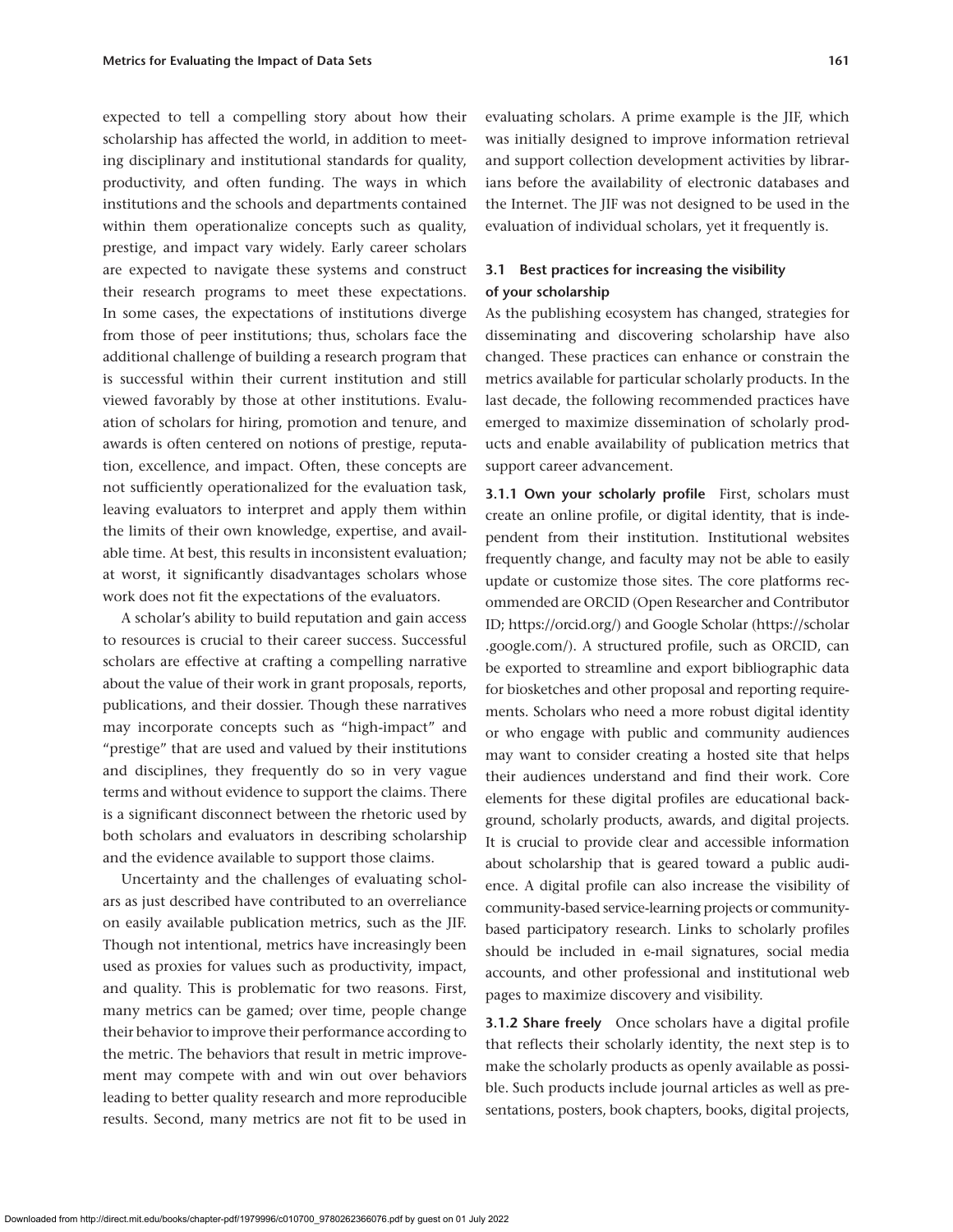expected to tell a compelling story about how their scholarship has affected the world, in addition to meeting disciplinary and institutional standards for quality, productivity, and often funding. The ways in which institutions and the schools and departments contained within them operationalize concepts such as quality, prestige, and impact vary widely. Early career scholars are expected to navigate these systems and construct their research programs to meet these expectations. In some cases, the expectations of institutions diverge from those of peer institutions; thus, scholars face the additional challenge of building a research program that is successful within their current institution and still viewed favorably by those at other institutions. Evaluation of scholars for hiring, promotion and tenure, and awards is often centered on notions of prestige, reputation, excellence, and impact. Often, these concepts are not sufficiently operationalized for the evaluation task, leaving evaluators to interpret and apply them within the limits of their own knowledge, expertise, and available time. At best, this results in inconsistent evaluation; at worst, it significantly disadvantages scholars whose work does not fit the expectations of the evaluators.

A scholar's ability to build reputation and gain access to resources is crucial to their career success. Successful scholars are effective at crafting a compelling narrative about the value of their work in grant proposals, reports, publications, and their dossier. Though these narratives may incorporate concepts such as "high-impact" and "prestige" that are used and valued by their institutions and disciplines, they frequently do so in very vague terms and without evidence to support the claims. There is a significant disconnect between the rhetoric used by both scholars and evaluators in describing scholarship and the evidence available to support those claims.

Uncertainty and the challenges of evaluating scholars as just described have contributed to an overreliance on easily available publication metrics, such as the JIF. Though not intentional, metrics have increasingly been used as proxies for values such as productivity, impact, and quality. This is problematic for two reasons. First, many metrics can be gamed; over time, people change their behavior to improve their performance according to the metric. The behaviors that result in metric improvement may compete with and win out over behaviors leading to better quality research and more reproducible results. Second, many metrics are not fit to be used in evaluating scholars. A prime example is the JIF, which was initially designed to improve information retrieval and support collection development activities by librarians before the availability of electronic databases and the Internet. The JIF was not designed to be used in the evaluation of individual scholars, yet it frequently is.

### 3.1 Best practices for increasing the visibility of your scholarship

As the publishing ecosystem has changed, strategies for disseminating and discovering scholarship have also changed. These practices can enhance or constrain the metrics available for particular scholarly products. In the last decade, the following recommended practices have emerged to maximize dissemination of scholarly products and enable availability of publication metrics that support career advancement.

**3.1.1 Own your scholarly profile** First, scholars must create an online profile, or digital identity, that is independent from their institution. Institutional websites frequently change, and faculty may not be able to easily update or customize those sites. The core platforms recommended are ORCID (Open Researcher and Contributor ID; https://orcid.org/) and Google Scholar (https://scholar.google.com/). A structured profile, such as ORCID, can be exported to streamline and export bibliographic data for biosketches and other proposal and reporting requirements. Scholars who need a more robust digital identity or who engage with public and community audiences may want to consider creating a hosted site that helps their audiences understand and find their work. Core elements for these digital profiles are educational background, scholarly products, awards, and digital projects. It is crucial to provide clear and accessible information about scholarship that is geared toward a public audience. A digital profile can also increase the visibility of community-based service-learning projects or community-based participatory research. Links to scholarly profiles should be included in e-mail signatures, social media accounts, and other professional and institutional web pages to maximize discovery and visibility.

**3.1.2 Share freely** Once scholars have a digital profile that reflects their scholarly identity, the next step is to make the scholarly products as openly available as possible. Such products include journal articles as well as presentations, posters, book chapters, books, digital projects,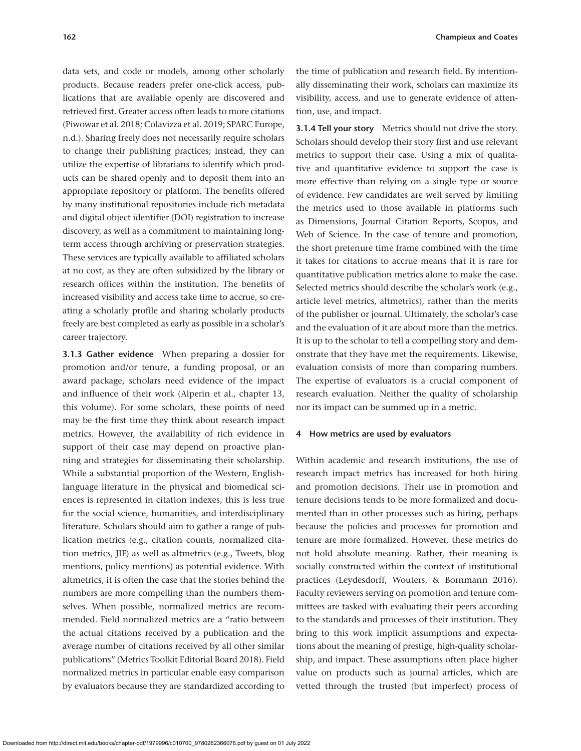data sets, and code or models, among other scholarly products. Because readers prefer one-click access, publications that are available openly are discovered and retrieved first. Greater access often leads to more citations (Piwowar et al. 2018; Colavizza et al. 2019; SPARC Europe, n.d.). Sharing freely does not necessarily require scholars to change their publishing practices; instead, they can utilize the expertise of librarians to identify which products can be shared openly and to deposit them into an appropriate repository or platform. The benefits offered by many institutional repositories include rich metadata and digital object identifier (DOI) registration to increase discovery, as well as a commitment to maintaining long-term access through archiving or preservation strategies. These services are typically available to affiliated scholars at no cost, as they are often subsidized by the library or research offices within the institution. The benefits of increased visibility and access take time to accrue, so creating a scholarly profile and sharing scholarly products freely are best completed as early as possible in a scholar's career trajectory.

**3.1.3 Gather evidence** When preparing a dossier for promotion and/or tenure, a funding proposal, or an award package, scholars need evidence of the impact and influence of their work (Alperin et al., chapter 13, this volume). For some scholars, these points of need may be the first time they think about research impact metrics. However, the availability of rich evidence in support of their case may depend on proactive planning and strategies for disseminating their scholarship. While a substantial proportion of the Western, English-language literature in the physical and biomedical sciences is represented in citation indexes, this is less true for the social science, humanities, and interdisciplinary literature. Scholars should aim to gather a range of publication metrics (e.g., citation counts, normalized citation metrics, JIF) as well as altmetrics (e.g., Tweets, blog mentions, policy mentions) as potential evidence. With altmetrics, it is often the case that the stories behind the numbers are more compelling than the numbers themselves. When possible, normalized metrics are recommended. Field normalized metrics are a "ratio between the actual citations received by a publication and the average number of citations received by all other similar publications" (Metrics Toolkit Editorial Board 2018). Field normalized metrics in particular enable easy comparison by evaluators because they are standardized according to the time of publication and research field. By intentionally disseminating their work, scholars can maximize its visibility, access, and use to generate evidence of attention, use, and impact.

**3.1.4 Tell your story** Metrics should not drive the story. Scholars should develop their story first and use relevant metrics to support their case. Using a mix of qualitative and quantitative evidence to support the case is more effective than relying on a single type or source of evidence. Few candidates are well served by limiting the metrics used to those available in platforms such as Dimensions, Journal Citation Reports, Scopus, and Web of Science. In the case of tenure and promotion, the short pretenure time frame combined with the time it takes for citations to accrue means that it is rare for quantitative publication metrics alone to make the case. Selected metrics should describe the scholar's work (e.g., article level metrics, altmetrics), rather than the merits of the publisher or journal. Ultimately, the scholar's case and the evaluation of it are about more than the metrics. It is up to the scholar to tell a compelling story and demonstrate that they have met the requirements. Likewise, evaluation consists of more than comparing numbers. The expertise of evaluators is a crucial component of research evaluation. Neither the quality of scholarship nor its impact can be summed up in a metric.

## 4 How metrics are used by evaluators

Within academic and research institutions, the use of research impact metrics has increased for both hiring and promotion decisions. Their use in promotion and tenure decisions tends to be more formalized and documented than in other processes such as hiring, perhaps because the policies and processes for promotion and tenure are more formalized. However, these metrics do not hold absolute meaning. Rather, their meaning is socially constructed within the context of institutional practices (Leydesdorff, Wouters, & Bornmann 2016). Faculty reviewers serving on promotion and tenure committees are tasked with evaluating their peers according to the standards and processes of their institution. They bring to this work implicit assumptions and expectations about the meaning of prestige, high-quality scholarship, and impact. These assumptions often place higher value on products such as journal articles, which are vetted through the trusted (but imperfect) process of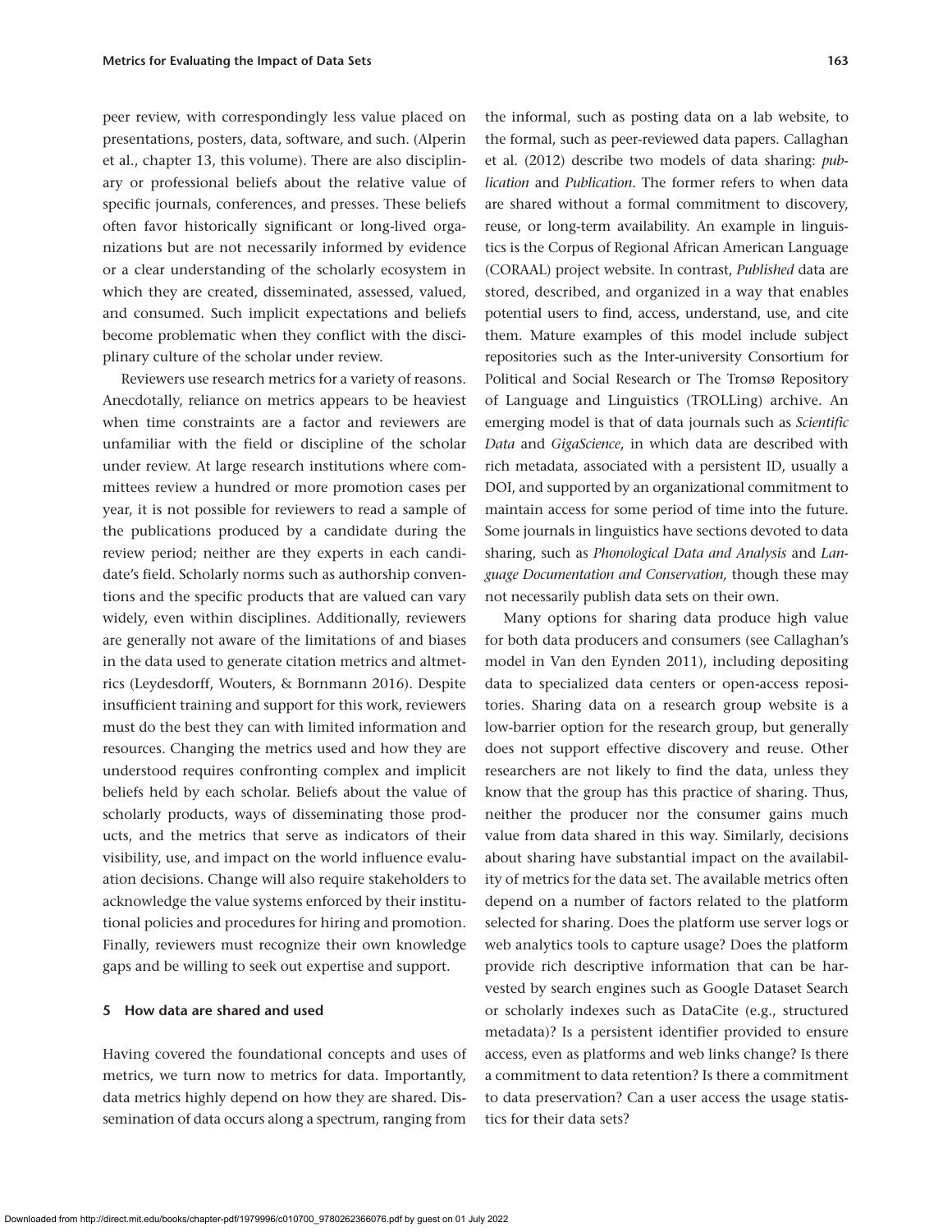peer review, with correspondingly less value placed on presentations, posters, data, software, and such. (Alperin et al., chapter 13, this volume). There are also disciplinary or professional beliefs about the relative value of specific journals, conferences, and presses. These beliefs often favor historically significant or long-lived organizations but are not necessarily informed by evidence or a clear understanding of the scholarly ecosystem in which they are created, disseminated, assessed, valued, and consumed. Such implicit expectations and beliefs become problematic when they conflict with the disciplinary culture of the scholar under review.

Reviewers use research metrics for a variety of reasons. Anecdotally, reliance on metrics appears to be heaviest when time constraints are a factor and reviewers are unfamiliar with the field or discipline of the scholar under review. At large research institutions where committees review a hundred or more promotion cases per year, it is not possible for reviewers to read a sample of the publications produced by a candidate during the review period; neither are they experts in each candidate's field. Scholarly norms such as authorship conventions and the specific products that are valued can vary widely, even within disciplines. Additionally, reviewers are generally not aware of the limitations of and biases in the data used to generate citation metrics and altmetrics (Leydesdorff, Wouters, & Bornmann 2016). Despite insufficient training and support for this work, reviewers must do the best they can with limited information and resources. Changing the metrics used and how they are understood requires confronting complex and implicit beliefs held by each scholar. Beliefs about the value of scholarly products, ways of disseminating those products, and the metrics that serve as indicators of their visibility, use, and impact on the world influence evaluation decisions. Change will also require stakeholders to acknowledge the value systems enforced by their institutional policies and procedures for hiring and promotion. Finally, reviewers must recognize their own knowledge gaps and be willing to seek out expertise and support.

## 5 How data are shared and used

Having covered the foundational concepts and uses of metrics, we turn now to metrics for data. Importantly, data metrics highly depend on how they are shared. Dissemination of data occurs along a spectrum, ranging from the informal, such as posting data on a lab website, to the formal, such as peer-reviewed data papers. Callaghan et al. (2012) describe two models of data sharing: *publication* and *Publication*. The former refers to when data are shared without a formal commitment to discovery, reuse, or long-term availability. An example in linguistics is the Corpus of Regional African American Language (CORAAL) project website. In contrast, *Published* data are stored, described, and organized in a way that enables potential users to find, access, understand, use, and cite them. Mature examples of this model include subject repositories such as the Inter-university Consortium for Political and Social Research or The Tromsø Repository of Language and Linguistics (TROLLing) archive. An emerging model is that of data journals such as *Scientific Data* and *GigaScience*, in which data are described with rich metadata, associated with a persistent ID, usually a DOI, and supported by an organizational commitment to maintain access for some period of time into the future. Some journals in linguistics have sections devoted to data sharing, such as *Phonological Data and Analysis* and *Language Documentation and Conservation,* though these may not necessarily publish data sets on their own.

Many options for sharing data produce high value for both data producers and consumers (see Callaghan's model in Van den Eynden 2011), including depositing data to specialized data centers or open-access repositories. Sharing data on a research group website is a low-barrier option for the research group, but generally does not support effective discovery and reuse. Other researchers are not likely to find the data, unless they know that the group has this practice of sharing. Thus, neither the producer nor the consumer gains much value from data shared in this way. Similarly, decisions about sharing have substantial impact on the availability of metrics for the data set. The available metrics often depend on a number of factors related to the platform selected for sharing. Does the platform use server logs or web analytics tools to capture usage? Does the platform provide rich descriptive information that can be harvested by search engines such as Google Dataset Search or scholarly indexes such as DataCite (e.g., structured metadata)? Is a persistent identifier provided to ensure access, even as platforms and web links change? Is there a commitment to data retention? Is there a commitment to data preservation? Can a user access the usage statistics for their data sets?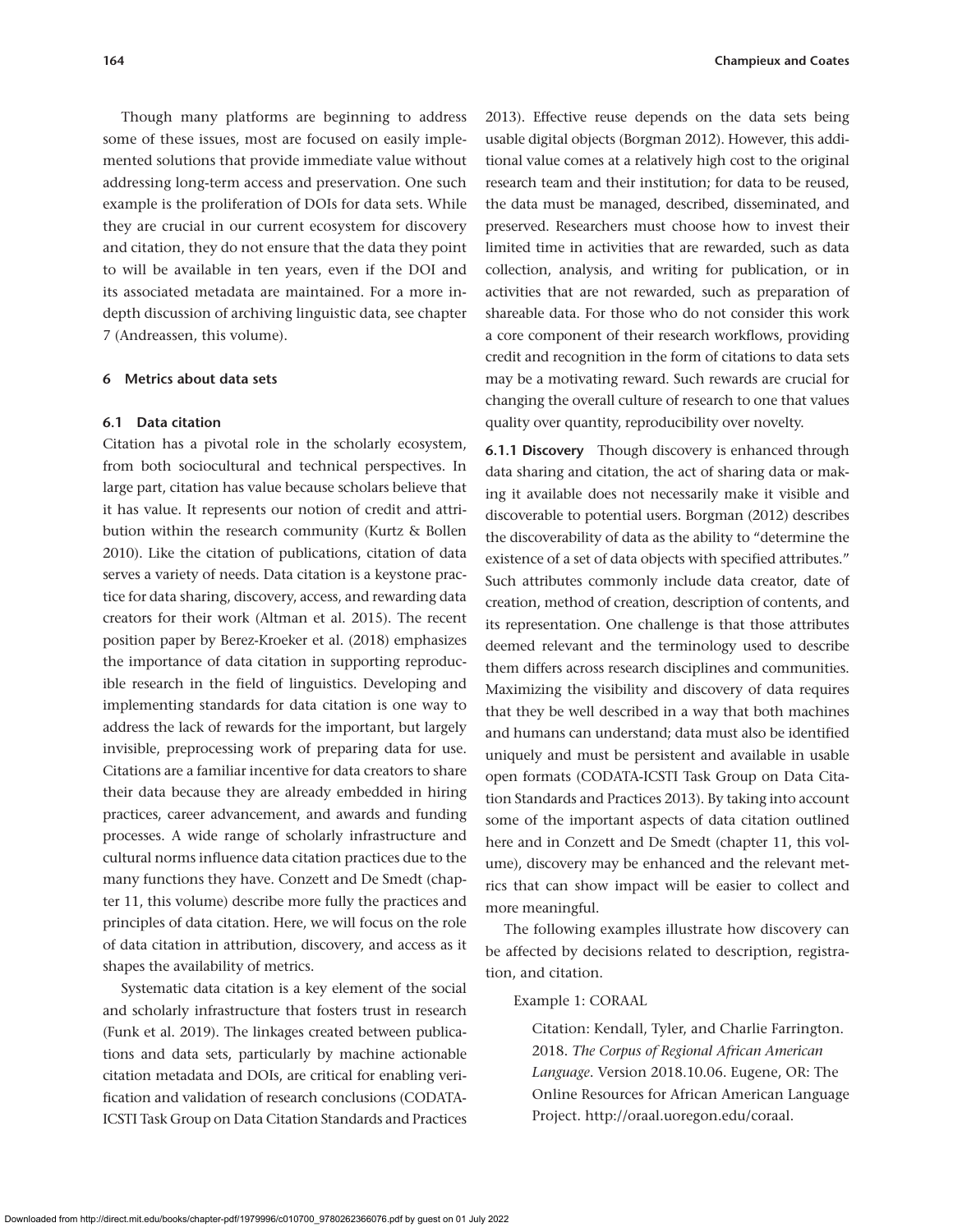Though many platforms are beginning to address some of these issues, most are focused on easily implemented solutions that provide immediate value without addressing long-term access and preservation. One such example is the proliferation of DOIs for data sets. While they are crucial in our current ecosystem for discovery and citation, they do not ensure that the data they point to will be available in ten years, even if the DOI and its associated metadata are maintained. For a more in-depth discussion of archiving linguistic data, see chapter 7 (Andreassen, this volume).

## 6 Metrics about data sets

### 6.1 Data citation

Citation has a pivotal role in the scholarly ecosystem, from both sociocultural and technical perspectives. In large part, citation has value because scholars believe that it has value. It represents our notion of credit and attribution within the research community (Kurtz & Bollen 2010). Like the citation of publications, citation of data serves a variety of needs. Data citation is a keystone practice for data sharing, discovery, access, and rewarding data creators for their work (Altman et al. 2015). The recent position paper by Berez-Kroeker et al. (2018) emphasizes the importance of data citation in supporting reproducible research in the field of linguistics. Developing and implementing standards for data citation is one way to address the lack of rewards for the important, but largely invisible, preprocessing work of preparing data for use. Citations are a familiar incentive for data creators to share their data because they are already embedded in hiring practices, career advancement, and awards and funding processes. A wide range of scholarly infrastructure and cultural norms influence data citation practices due to the many functions they have. Conzett and De Smedt (chapter 11, this volume) describe more fully the practices and principles of data citation. Here, we will focus on the role of data citation in attribution, discovery, and access as it shapes the availability of metrics.

Systematic data citation is a key element of the social and scholarly infrastructure that fosters trust in research (Funk et al. 2019). The linkages created between publications and data sets, particularly by machine actionable citation metadata and DOIs, are critical for enabling verification and validation of research conclusions (CODATA-ICSTI Task Group on Data Citation Standards and Practices 2013). Effective reuse depends on the data sets being usable digital objects (Borgman 2012). However, this additional value comes at a relatively high cost to the original research team and their institution; for data to be reused, the data must be managed, described, disseminated, and preserved. Researchers must choose how to invest their limited time in activities that are rewarded, such as data collection, analysis, and writing for publication, or in activities that are not rewarded, such as preparation of shareable data. For those who do not consider this work a core component of their research workflows, providing credit and recognition in the form of citations to data sets may be a motivating reward. Such rewards are crucial for changing the overall culture of research to one that values quality over quantity, reproducibility over novelty.

**6.1.1 Discovery** Though discovery is enhanced through data sharing and citation, the act of sharing data or making it available does not necessarily make it visible and discoverable to potential users. Borgman (2012) describes the discoverability of data as the ability to "determine the existence of a set of data objects with specified attributes." Such attributes commonly include data creator, date of creation, method of creation, description of contents, and its representation. One challenge is that those attributes deemed relevant and the terminology used to describe them differs across research disciplines and communities. Maximizing the visibility and discovery of data requires that they be well described in a way that both machines and humans can understand; data must also be identified uniquely and must be persistent and available in usable open formats (CODATA-ICSTI Task Group on Data Citation Standards and Practices 2013). By taking into account some of the important aspects of data citation outlined here and in Conzett and De Smedt (chapter 11, this volume), discovery may be enhanced and the relevant metrics that can show impact will be easier to collect and more meaningful.

The following examples illustrate how discovery can be affected by decisions related to description, registration, and citation.

Example 1: CORAAL

> Citation: Kendall, Tyler, and Charlie Farrington. 2018. *The Corpus of Regional African American Language*. Version 2018.10.06. Eugene, OR: The Online Resources for African American Language Project. http://oraal.uoregon.edu/coraal.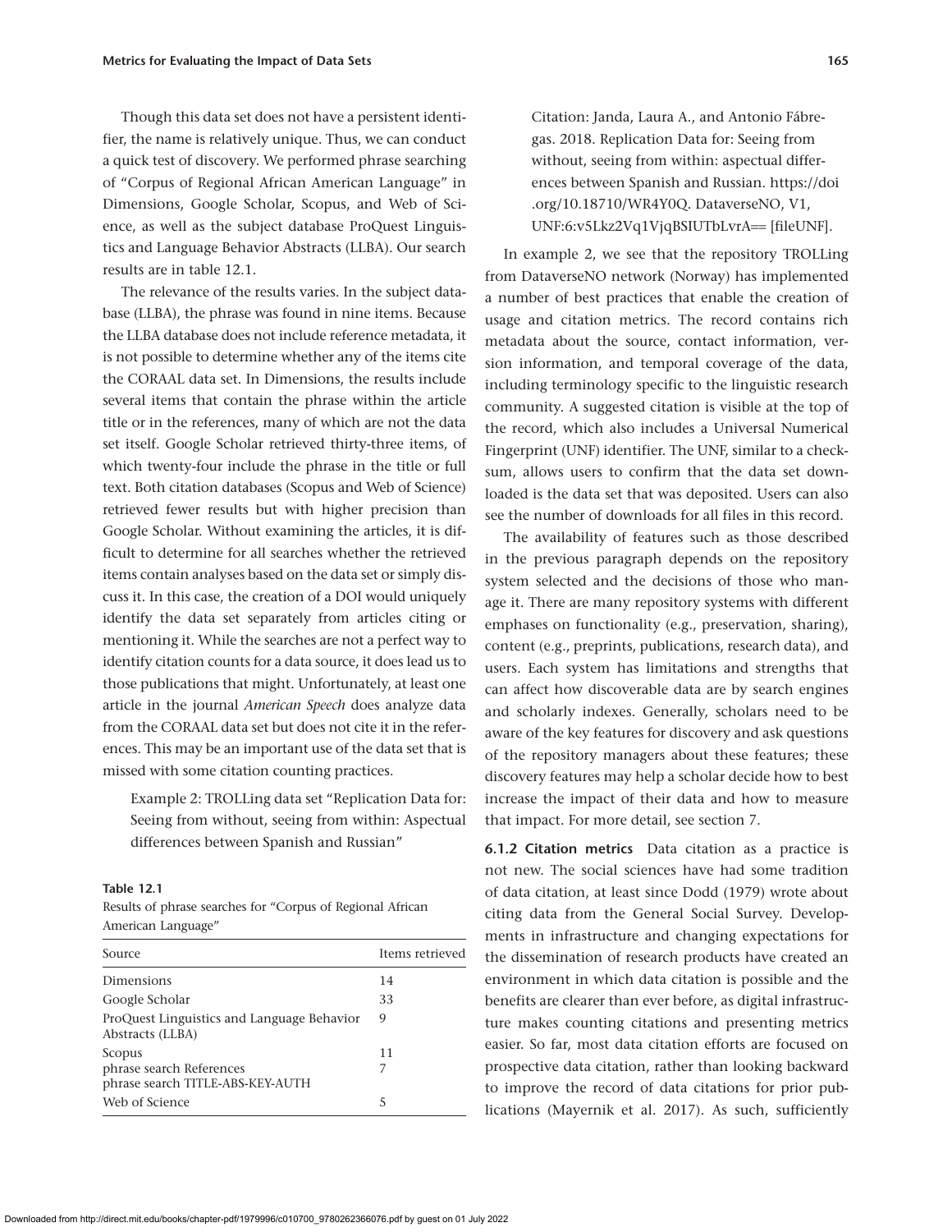Though this data set does not have a persistent identifier, the name is relatively unique. Thus, we can conduct a quick test of discovery. We performed phrase searching of "Corpus of Regional African American Language" in Dimensions, Google Scholar, Scopus, and Web of Science, as well as the subject database ProQuest Linguistics and Language Behavior Abstracts (LLBA). Our search results are in table 12.1.

The relevance of the results varies. In the subject database (LLBA), the phrase was found in nine items. Because the LLBA database does not include reference metadata, it is not possible to determine whether any of the items cite the CORAAL data set. In Dimensions, the results include several items that contain the phrase within the article title or in the references, many of which are not the data set itself. Google Scholar retrieved thirty-three items, of which twenty-four include the phrase in the title or full text. Both citation databases (Scopus and Web of Science) retrieved fewer results but with higher precision than Google Scholar. Without examining the articles, it is difficult to determine for all searches whether the retrieved items contain analyses based on the data set or simply discuss it. In this case, the creation of a DOI would uniquely identify the data set separately from articles citing or mentioning it. While the searches are not a perfect way to identify citation counts for a data source, it does lead us to those publications that might. Unfortunately, at least one article in the journal *American Speech* does analyze data from the CORAAL data set but does not cite it in the references. This may be an important use of the data set that is missed with some citation counting practices.

> Example 2: TROLLing data set "Replication Data for: Seeing from without, seeing from within: Aspectual differences between Spanish and Russian"

**Table 12.1**
Results of phrase searches for "Corpus of Regional African American Language"

| Source | Items retrieved |
|---|---|
| Dimensions | 14 |
| Google Scholar | 33 |
| ProQuest Linguistics and Language Behavior Abstracts (LLBA) | 9 |
| Scopus<br>phrase search References<br>phrase search TITLE-ABS-KEY-AUTH | <br>11<br>7 |
| Web of Science | 5 |

> Citation: Janda, Laura A., and Antonio Fábregas. 2018. Replication Data for: Seeing from without, seeing from within: aspectual differences between Spanish and Russian. https://doi.org/10.18710/WR4Y0Q. DataverseNO, V1, UNF:6:v5Lkz2Vq1VjqBSIUTbLvrA== [fileUNF].

In example 2, we see that the repository TROLLing from DataverseNO network (Norway) has implemented a number of best practices that enable the creation of usage and citation metrics. The record contains rich metadata about the source, contact information, version information, and temporal coverage of the data, including terminology specific to the linguistic research community. A suggested citation is visible at the top of the record, which also includes a Universal Numerical Fingerprint (UNF) identifier. The UNF, similar to a checksum, allows users to confirm that the data set downloaded is the data set that was deposited. Users can also see the number of downloads for all files in this record.

The availability of features such as those described in the previous paragraph depends on the repository system selected and the decisions of those who manage it. There are many repository systems with different emphases on functionality (e.g., preservation, sharing), content (e.g., preprints, publications, research data), and users. Each system has limitations and strengths that can affect how discoverable data are by search engines and scholarly indexes. Generally, scholars need to be aware of the key features for discovery and ask questions of the repository managers about these features; these discovery features may help a scholar decide how to best increase the impact of their data and how to measure that impact. For more detail, see section 7.

**6.1.2 Citation metrics** Data citation as a practice is not new. The social sciences have had some tradition of data citation, at least since Dodd (1979) wrote about citing data from the General Social Survey. Developments in infrastructure and changing expectations for the dissemination of research products have created an environment in which data citation is possible and the benefits are clearer than ever before, as digital infrastructure makes counting citations and presenting metrics easier. So far, most data citation efforts are focused on prospective data citation, rather than looking backward to improve the record of data citations for prior publications (Mayernik et al. 2017). As such, sufficiently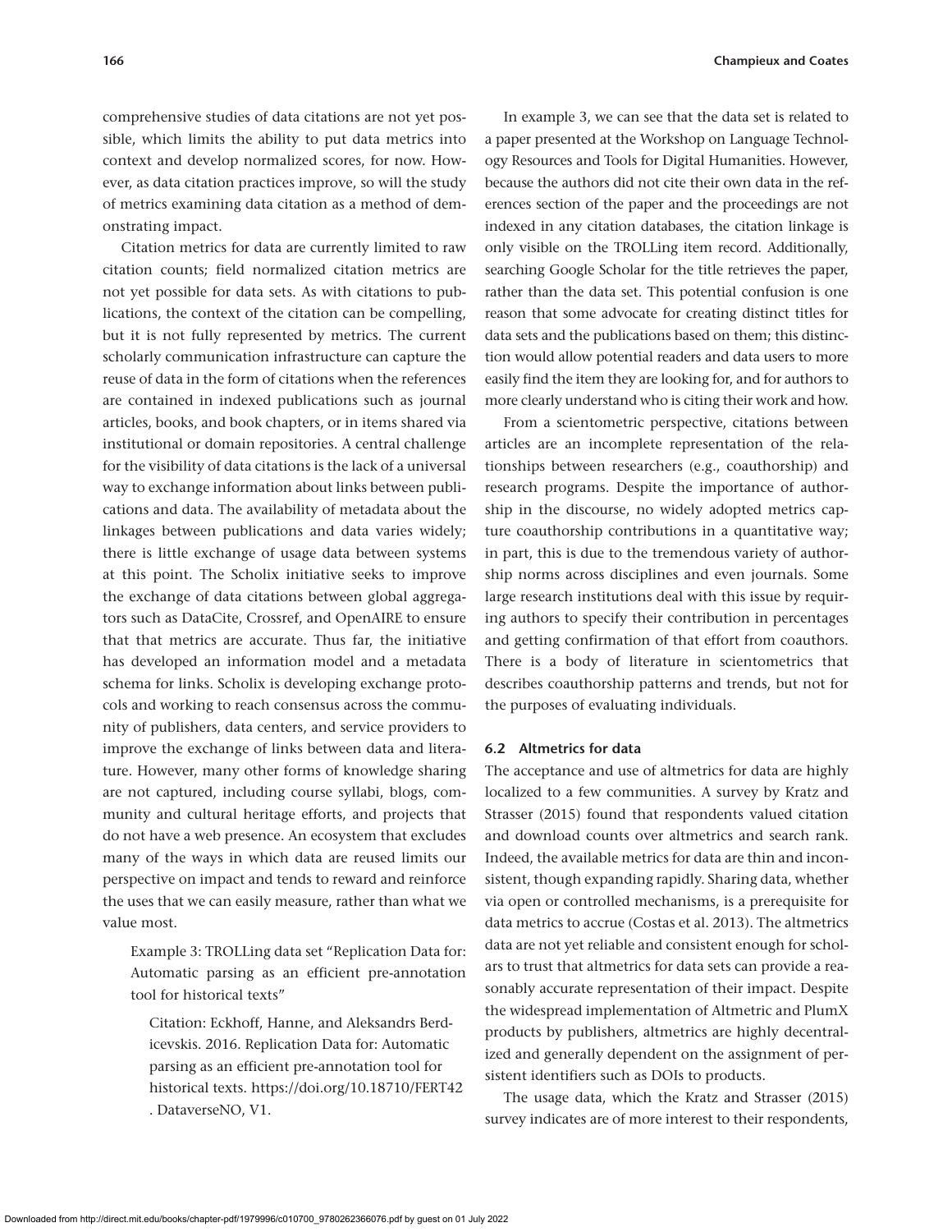comprehensive studies of data citations are not yet possible, which limits the ability to put data metrics into context and develop normalized scores, for now. However, as data citation practices improve, so will the study of metrics examining data citation as a method of demonstrating impact.

Citation metrics for data are currently limited to raw citation counts; field normalized citation metrics are not yet possible for data sets. As with citations to publications, the context of the citation can be compelling, but it is not fully represented by metrics. The current scholarly communication infrastructure can capture the reuse of data in the form of citations when the references are contained in indexed publications such as journal articles, books, and book chapters, or in items shared via institutional or domain repositories. A central challenge for the visibility of data citations is the lack of a universal way to exchange information about links between publications and data. The availability of metadata about the linkages between publications and data varies widely; there is little exchange of usage data between systems at this point. The Scholix initiative seeks to improve the exchange of data citations between global aggregators such as DataCite, Crossref, and OpenAIRE to ensure that that metrics are accurate. Thus far, the initiative has developed an information model and a metadata schema for links. Scholix is developing exchange protocols and working to reach consensus across the community of publishers, data centers, and service providers to improve the exchange of links between data and literature. However, many other forms of knowledge sharing are not captured, including course syllabi, blogs, community and cultural heritage efforts, and projects that do not have a web presence. An ecosystem that excludes many of the ways in which data are reused limits our perspective on impact and tends to reward and reinforce the uses that we can easily measure, rather than what we value most.

> Example 3: TROLLing data set "Replication Data for: Automatic parsing as an efficient pre-annotation tool for historical texts"
>
> Citation: Eckhoff, Hanne, and Aleksandrs Berdicevskis. 2016. Replication Data for: Automatic parsing as an efficient pre-annotation tool for historical texts. https://doi.org/10.18710/FERT42. DataverseNO, V1.

In example 3, we can see that the data set is related to a paper presented at the Workshop on Language Technology Resources and Tools for Digital Humanities. However, because the authors did not cite their own data in the references section of the paper and the proceedings are not indexed in any citation databases, the citation linkage is only visible on the TROLLing item record. Additionally, searching Google Scholar for the title retrieves the paper, rather than the data set. This potential confusion is one reason that some advocate for creating distinct titles for data sets and the publications based on them; this distinction would allow potential readers and data users to more easily find the item they are looking for, and for authors to more clearly understand who is citing their work and how.

From a scientometric perspective, citations between articles are an incomplete representation of the relationships between researchers (e.g., coauthorship) and research programs. Despite the importance of authorship in the discourse, no widely adopted metrics capture coauthorship contributions in a quantitative way; in part, this is due to the tremendous variety of authorship norms across disciplines and even journals. Some large research institutions deal with this issue by requiring authors to specify their contribution in percentages and getting confirmation of that effort from coauthors. There is a body of literature in scientometrics that describes coauthorship patterns and trends, but not for the purposes of evaluating individuals.

### 6.2 Altmetrics for data

The acceptance and use of altmetrics for data are highly localized to a few communities. A survey by Kratz and Strasser (2015) found that respondents valued citation and download counts over altmetrics and search rank. Indeed, the available metrics for data are thin and inconsistent, though expanding rapidly. Sharing data, whether via open or controlled mechanisms, is a prerequisite for data metrics to accrue (Costas et al. 2013). The altmetrics data are not yet reliable and consistent enough for scholars to trust that altmetrics for data sets can provide a reasonably accurate representation of their impact. Despite the widespread implementation of Altmetric and PlumX products by publishers, altmetrics are highly decentralized and generally dependent on the assignment of persistent identifiers such as DOIs to products.

The usage data, which the Kratz and Strasser (2015) survey indicates are of more interest to their respondents,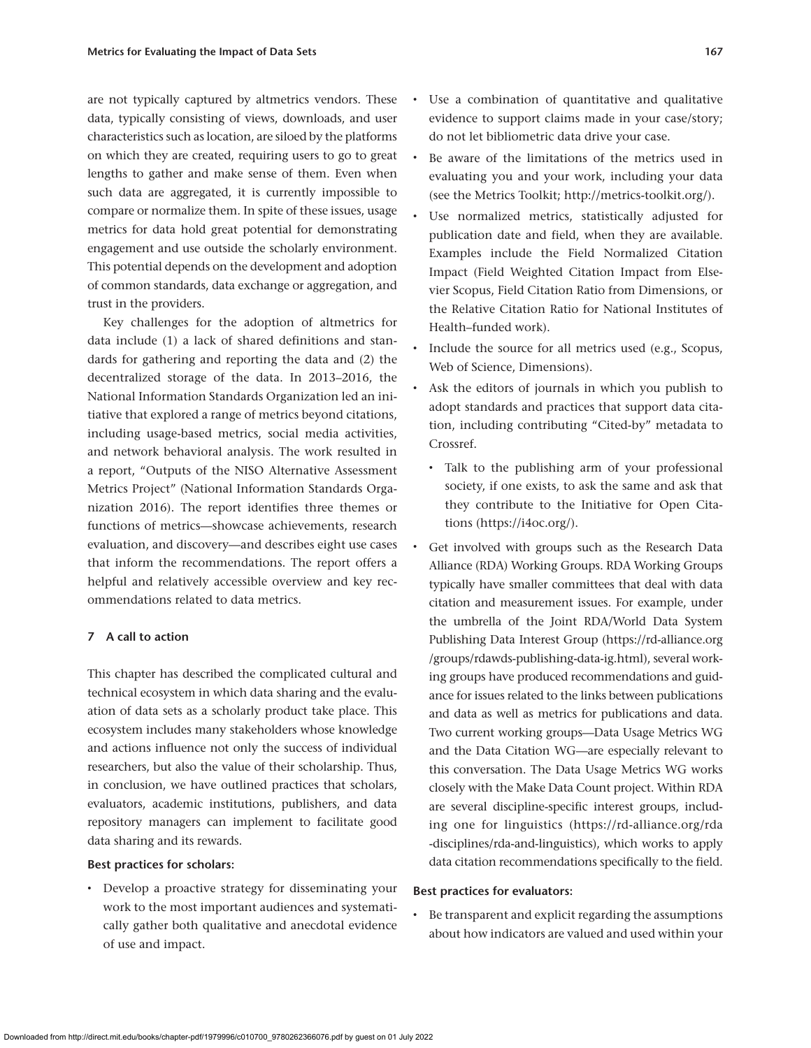are not typically captured by altmetrics vendors. These data, typically consisting of views, downloads, and user characteristics such as location, are siloed by the platforms on which they are created, requiring users to go to great lengths to gather and make sense of them. Even when such data are aggregated, it is currently impossible to compare or normalize them. In spite of these issues, usage metrics for data hold great potential for demonstrating engagement and use outside the scholarly environment. This potential depends on the development and adoption of common standards, data exchange or aggregation, and trust in the providers.

Key challenges for the adoption of altmetrics for data include (1) a lack of shared definitions and standards for gathering and reporting the data and (2) the decentralized storage of the data. In 2013–2016, the National Information Standards Organization led an initiative that explored a range of metrics beyond citations, including usage-based metrics, social media activities, and network behavioral analysis. The work resulted in a report, "Outputs of the NISO Alternative Assessment Metrics Project" (National Information Standards Organization 2016). The report identifies three themes or functions of metrics—showcase achievements, research evaluation, and discovery—and describes eight use cases that inform the recommendations. The report offers a helpful and relatively accessible overview and key recommendations related to data metrics.

## 7 A call to action

This chapter has described the complicated cultural and technical ecosystem in which data sharing and the evaluation of data sets as a scholarly product take place. This ecosystem includes many stakeholders whose knowledge and actions influence not only the success of individual researchers, but also the value of their scholarship. Thus, in conclusion, we have outlined practices that scholars, evaluators, academic institutions, publishers, and data repository managers can implement to facilitate good data sharing and its rewards.

**Best practices for scholars:**

- Develop a proactive strategy for disseminating your work to the most important audiences and systematically gather both qualitative and anecdotal evidence of use and impact.
- Use a combination of quantitative and qualitative evidence to support claims made in your case/story; do not let bibliometric data drive your case.
- Be aware of the limitations of the metrics used in evaluating you and your work, including your data (see the Metrics Toolkit; http://metrics-toolkit.org/).
- Use normalized metrics, statistically adjusted for publication date and field, when they are available. Examples include the Field Normalized Citation Impact (Field Weighted Citation Impact from Elsevier Scopus, Field Citation Ratio from Dimensions, or the Relative Citation Ratio for National Institutes of Health–funded work).
- Include the source for all metrics used (e.g., Scopus, Web of Science, Dimensions).
- Ask the editors of journals in which you publish to adopt standards and practices that support data citation, including contributing "Cited-by" metadata to Crossref.
  - Talk to the publishing arm of your professional society, if one exists, to ask the same and ask that they contribute to the Initiative for Open Citations (https://i4oc.org/).
- Get involved with groups such as the Research Data Alliance (RDA) Working Groups. RDA Working Groups typically have smaller committees that deal with data citation and measurement issues. For example, under the umbrella of the Joint RDA/World Data System Publishing Data Interest Group (https://rd-alliance.org/groups/rdawds-publishing-data-ig.html), several working groups have produced recommendations and guidance for issues related to the links between publications and data as well as metrics for publications and data. Two current working groups—Data Usage Metrics WG and the Data Citation WG—are especially relevant to this conversation. The Data Usage Metrics WG works closely with the Make Data Count project. Within RDA are several discipline-specific interest groups, including one for linguistics (https://rd-alliance.org/rda-disciplines/rda-and-linguistics), which works to apply data citation recommendations specifically to the field.

**Best practices for evaluators:**

- Be transparent and explicit regarding the assumptions about how indicators are valued and used within your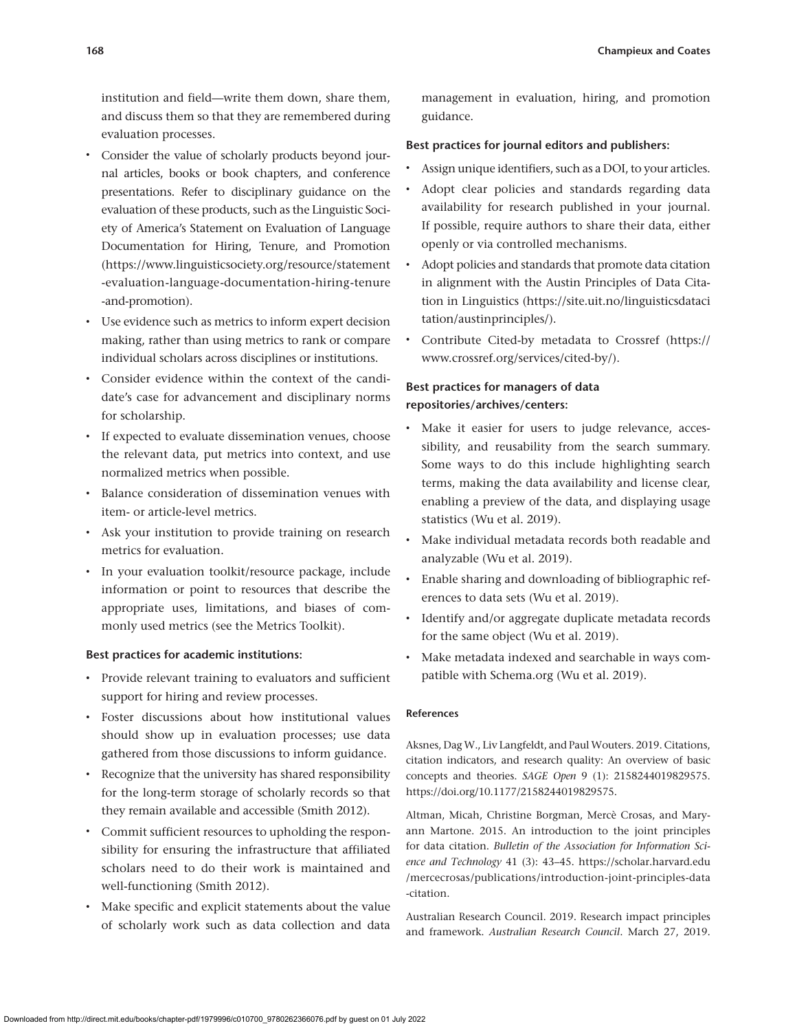institution and field—write them down, share them, and discuss them so that they are remembered during evaluation processes.

- Consider the value of scholarly products beyond journal articles, books or book chapters, and conference presentations. Refer to disciplinary guidance on the evaluation of these products, such as the Linguistic Society of America's Statement on Evaluation of Language Documentation for Hiring, Tenure, and Promotion (https://www.linguisticsociety.org/resource/statement-evaluation-language-documentation-hiring-tenure-and-promotion).
- Use evidence such as metrics to inform expert decision making, rather than using metrics to rank or compare individual scholars across disciplines or institutions.
- Consider evidence within the context of the candidate's case for advancement and disciplinary norms for scholarship.
- If expected to evaluate dissemination venues, choose the relevant data, put metrics into context, and use normalized metrics when possible.
- Balance consideration of dissemination venues with item- or article-level metrics.
- Ask your institution to provide training on research metrics for evaluation.
- In your evaluation toolkit/resource package, include information or point to resources that describe the appropriate uses, limitations, and biases of commonly used metrics (see the Metrics Toolkit).

**Best practices for academic institutions:**

- Provide relevant training to evaluators and sufficient support for hiring and review processes.
- Foster discussions about how institutional values should show up in evaluation processes; use data gathered from those discussions to inform guidance.
- Recognize that the university has shared responsibility for the long-term storage of scholarly records so that they remain available and accessible (Smith 2012).
- Commit sufficient resources to upholding the responsibility for ensuring the infrastructure that affiliated scholars need to do their work is maintained and well-functioning (Smith 2012).
- Make specific and explicit statements about the value of scholarly work such as data collection and data management in evaluation, hiring, and promotion guidance.

**Best practices for journal editors and publishers:**

- Assign unique identifiers, such as a DOI, to your articles.
- Adopt clear policies and standards regarding data availability for research published in your journal. If possible, require authors to share their data, either openly or via controlled mechanisms.
- Adopt policies and standards that promote data citation in alignment with the Austin Principles of Data Citation in Linguistics (https://site.uit.no/linguisticsdatacitation/austinprinciples/).
- Contribute Cited-by metadata to Crossref (https://www.crossref.org/services/cited-by/).

**Best practices for managers of data repositories/archives/centers:**

- Make it easier for users to judge relevance, accessibility, and reusability from the search summary. Some ways to do this include highlighting search terms, making the data availability and license clear, enabling a preview of the data, and displaying usage statistics (Wu et al. 2019).
- Make individual metadata records both readable and analyzable (Wu et al. 2019).
- Enable sharing and downloading of bibliographic references to data sets (Wu et al. 2019).
- Identify and/or aggregate duplicate metadata records for the same object (Wu et al. 2019).
- Make metadata indexed and searchable in ways compatible with Schema.org (Wu et al. 2019).

## References

Aksnes, Dag W., Liv Langfeldt, and Paul Wouters. 2019. Citations, citation indicators, and research quality: An overview of basic concepts and theories. *SAGE Open* 9 (1): 2158244019829575. https://doi.org/10.1177/2158244019829575.

Altman, Micah, Christine Borgman, Mercè Crosas, and Maryann Martone. 2015. An introduction to the joint principles for data citation. *Bulletin of the Association for Information Science and Technology* 41 (3): 43–45. https://scholar.harvard.edu/mercecrosas/publications/introduction-joint-principles-data-citation.

Australian Research Council. 2019. Research impact principles and framework. *Australian Research Council*. March 27, 2019.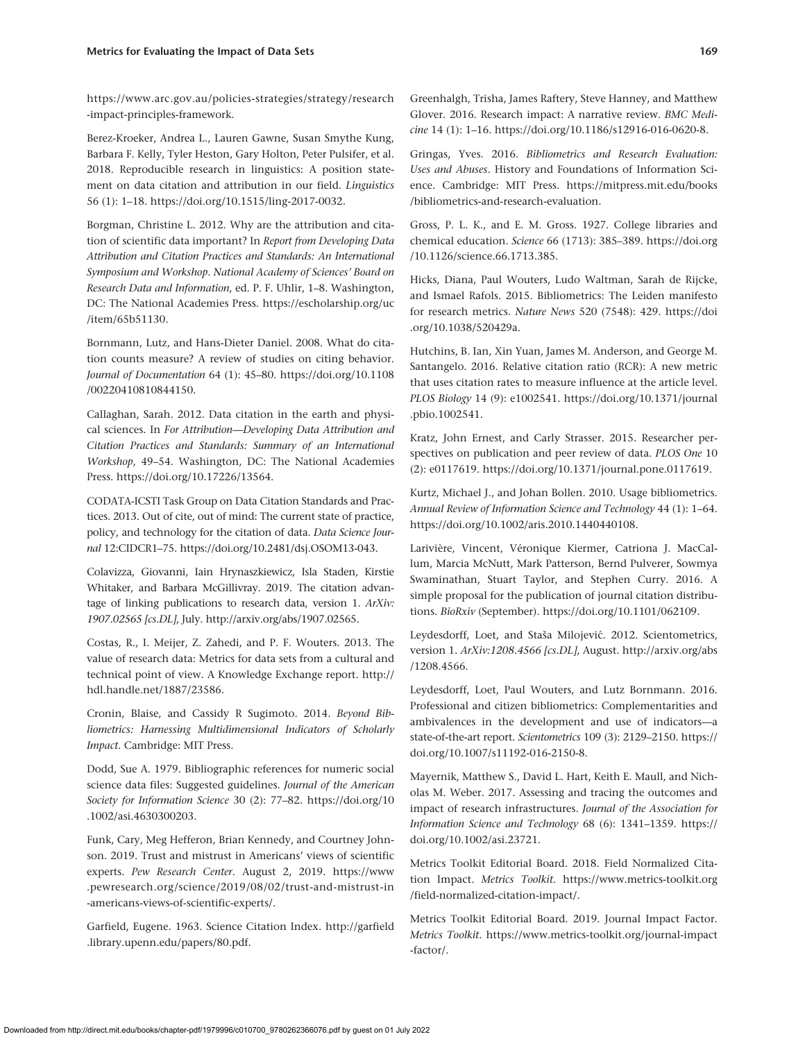https://www.arc.gov.au/policies-strategies/strategy/research-impact-principles-framework.

Berez-Kroeker, Andrea L., Lauren Gawne, Susan Smythe Kung, Barbara F. Kelly, Tyler Heston, Gary Holton, Peter Pulsifer, et al. 2018. Reproducible research in linguistics: A position statement on data citation and attribution in our field. *Linguistics* 56 (1): 1–18. https://doi.org/10.1515/ling-2017-0032.

Borgman, Christine L. 2012. Why are the attribution and citation of scientific data important? In *Report from Developing Data Attribution and Citation Practices and Standards: An International Symposium and Workshop. National Academy of Sciences' Board on Research Data and Information*, ed. P. F. Uhlir, 1–8. Washington, DC: The National Academies Press. https://escholarship.org/uc/item/65b51130.

Bornmann, Lutz, and Hans-Dieter Daniel. 2008. What do citation counts measure? A review of studies on citing behavior. *Journal of Documentation* 64 (1): 45–80. https://doi.org/10.1108/00220410810844150.

Callaghan, Sarah. 2012. Data citation in the earth and physical sciences. In *For Attribution—Developing Data Attribution and Citation Practices and Standards: Summary of an International Workshop*, 49–54. Washington, DC: The National Academies Press. https://doi.org/10.17226/13564.

CODATA-ICSTI Task Group on Data Citation Standards and Practices. 2013. Out of cite, out of mind: The current state of practice, policy, and technology for the citation of data. *Data Science Journal* 12:CIDCR1–75. https://doi.org/10.2481/dsj.OSOM13-043.

Colavizza, Giovanni, Iain Hrynaszkiewicz, Isla Staden, Kirstie Whitaker, and Barbara McGillivray. 2019. The citation advantage of linking publications to research data, version 1. *ArXiv: 1907.02565 [cs.DL]*, July. http://arxiv.org/abs/1907.02565.

Costas, R., I. Meijer, Z. Zahedi, and P. F. Wouters. 2013. The value of research data: Metrics for data sets from a cultural and technical point of view. A Knowledge Exchange report. http://hdl.handle.net/1887/23586.

Cronin, Blaise, and Cassidy R Sugimoto. 2014. *Beyond Bibliometrics: Harnessing Multidimensional Indicators of Scholarly Impact*. Cambridge: MIT Press.

Dodd, Sue A. 1979. Bibliographic references for numeric social science data files: Suggested guidelines. *Journal of the American Society for Information Science* 30 (2): 77–82. https://doi.org/10.1002/asi.4630300203.

Funk, Cary, Meg Hefferon, Brian Kennedy, and Courtney Johnson. 2019. Trust and mistrust in Americans' views of scientific experts. *Pew Research Center*. August 2, 2019. https://www.pewresearch.org/science/2019/08/02/trust-and-mistrust-in-americans-views-of-scientific-experts/.

Garfield, Eugene. 1963. Science Citation Index. http://garfield.library.upenn.edu/papers/80.pdf.

Greenhalgh, Trisha, James Raftery, Steve Hanney, and Matthew Glover. 2016. Research impact: A narrative review. *BMC Medicine* 14 (1): 1–16. https://doi.org/10.1186/s12916-016-0620-8.

Gringas, Yves. 2016. *Bibliometrics and Research Evaluation: Uses and Abuses*. History and Foundations of Information Science. Cambridge: MIT Press. https://mitpress.mit.edu/books/bibliometrics-and-research-evaluation.

Gross, P. L. K., and E. M. Gross. 1927. College libraries and chemical education. *Science* 66 (1713): 385–389. https://doi.org/10.1126/science.66.1713.385.

Hicks, Diana, Paul Wouters, Ludo Waltman, Sarah de Rijcke, and Ismael Rafols. 2015. Bibliometrics: The Leiden manifesto for research metrics. *Nature News* 520 (7548): 429. https://doi.org/10.1038/520429a.

Hutchins, B. Ian, Xin Yuan, James M. Anderson, and George M. Santangelo. 2016. Relative citation ratio (RCR): A new metric that uses citation rates to measure influence at the article level. *PLOS Biology* 14 (9): e1002541. https://doi.org/10.1371/journal.pbio.1002541.

Kratz, John Ernest, and Carly Strasser. 2015. Researcher perspectives on publication and peer review of data. *PLOS One* 10 (2): e0117619. https://doi.org/10.1371/journal.pone.0117619.

Kurtz, Michael J., and Johan Bollen. 2010. Usage bibliometrics. *Annual Review of Information Science and Technology* 44 (1): 1–64. https://doi.org/10.1002/aris.2010.1440440108.

Larivière, Vincent, Véronique Kiermer, Catriona J. MacCallum, Marcia McNutt, Mark Patterson, Bernd Pulverer, Sowmya Swaminathan, Stuart Taylor, and Stephen Curry. 2016. A simple proposal for the publication of journal citation distributions. *BioRxiv* (September). https://doi.org/10.1101/062109.

Leydesdorff, Loet, and Staša Milojević. 2012. Scientometrics, version 1. *ArXiv:1208.4566 [cs.DL]*, August. http://arxiv.org/abs/1208.4566.

Leydesdorff, Loet, Paul Wouters, and Lutz Bornmann. 2016. Professional and citizen bibliometrics: Complementarities and ambivalences in the development and use of indicators—a state-of-the-art report. *Scientometrics* 109 (3): 2129–2150. https://doi.org/10.1007/s11192-016-2150-8.

Mayernik, Matthew S., David L. Hart, Keith E. Maull, and Nicholas M. Weber. 2017. Assessing and tracing the outcomes and impact of research infrastructures. *Journal of the Association for Information Science and Technology* 68 (6): 1341–1359. https://doi.org/10.1002/asi.23721.

Metrics Toolkit Editorial Board. 2018. Field Normalized Citation Impact. *Metrics Toolkit*. https://www.metrics-toolkit.org/field-normalized-citation-impact/.

Metrics Toolkit Editorial Board. 2019. Journal Impact Factor. *Metrics Toolkit*. https://www.metrics-toolkit.org/journal-impact-factor/.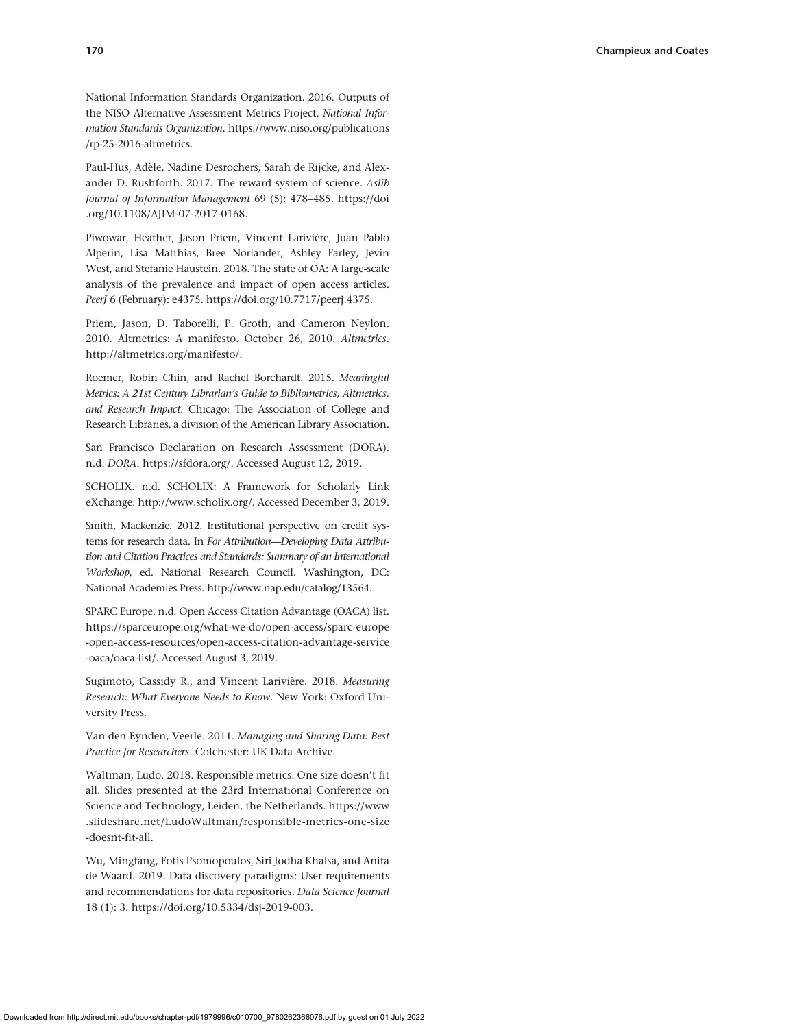National Information Standards Organization. 2016. Outputs of the NISO Alternative Assessment Metrics Project. *National Information Standards Organization*. https://www.niso.org/publications/rp-25-2016-altmetrics.

Paul-Hus, Adèle, Nadine Desrochers, Sarah de Rijcke, and Alexander D. Rushforth. 2017. The reward system of science. *Aslib Journal of Information Management* 69 (5): 478–485. https://doi.org/10.1108/AJIM-07-2017-0168.

Piwowar, Heather, Jason Priem, Vincent Larivière, Juan Pablo Alperin, Lisa Matthias, Bree Norlander, Ashley Farley, Jevin West, and Stefanie Haustein. 2018. The state of OA: A large-scale analysis of the prevalence and impact of open access articles. *PeerJ* 6 (February): e4375. https://doi.org/10.7717/peerj.4375.

Priem, Jason, D. Taborelli, P. Groth, and Cameron Neylon. 2010. Altmetrics: A manifesto. October 26, 2010. *Altmetrics*. http://altmetrics.org/manifesto/.

Roemer, Robin Chin, and Rachel Borchardt. 2015. *Meaningful Metrics: A 21st Century Librarian's Guide to Bibliometrics, Altmetrics, and Research Impact*. Chicago: The Association of College and Research Libraries, a division of the American Library Association.

San Francisco Declaration on Research Assessment (DORA). n.d. *DORA*. https://sfdora.org/. Accessed August 12, 2019.

SCHOLIX. n.d. SCHOLIX: A Framework for Scholarly Link eXchange. http://www.scholix.org/. Accessed December 3, 2019.

Smith, Mackenzie. 2012. Institutional perspective on credit systems for research data. In *For Attribution—Developing Data Attribution and Citation Practices and Standards: Summary of an International Workshop*, ed. National Research Council. Washington, DC: National Academies Press. http://www.nap.edu/catalog/13564.

SPARC Europe. n.d. Open Access Citation Advantage (OACA) list. https://sparceurope.org/what-we-do/open-access/sparc-europe-open-access-resources/open-access-citation-advantage-service-oaca/oaca-list/. Accessed August 3, 2019.

Sugimoto, Cassidy R., and Vincent Larivière. 2018. *Measuring Research: What Everyone Needs to Know*. New York: Oxford University Press.

Van den Eynden, Veerle. 2011. *Managing and Sharing Data: Best Practice for Researchers*. Colchester: UK Data Archive.

Waltman, Ludo. 2018. Responsible metrics: One size doesn't fit all. Slides presented at the 23rd International Conference on Science and Technology, Leiden, the Netherlands. https://www.slideshare.net/LudoWaltman/responsible-metrics-one-size-doesnt-fit-all.

Wu, Mingfang, Fotis Psomopoulos, Siri Jodha Khalsa, and Anita de Waard. 2019. Data discovery paradigms: User requirements and recommendations for data repositories. *Data Science Journal* 18 (1): 3. https://doi.org/10.5334/dsj-2019-003.